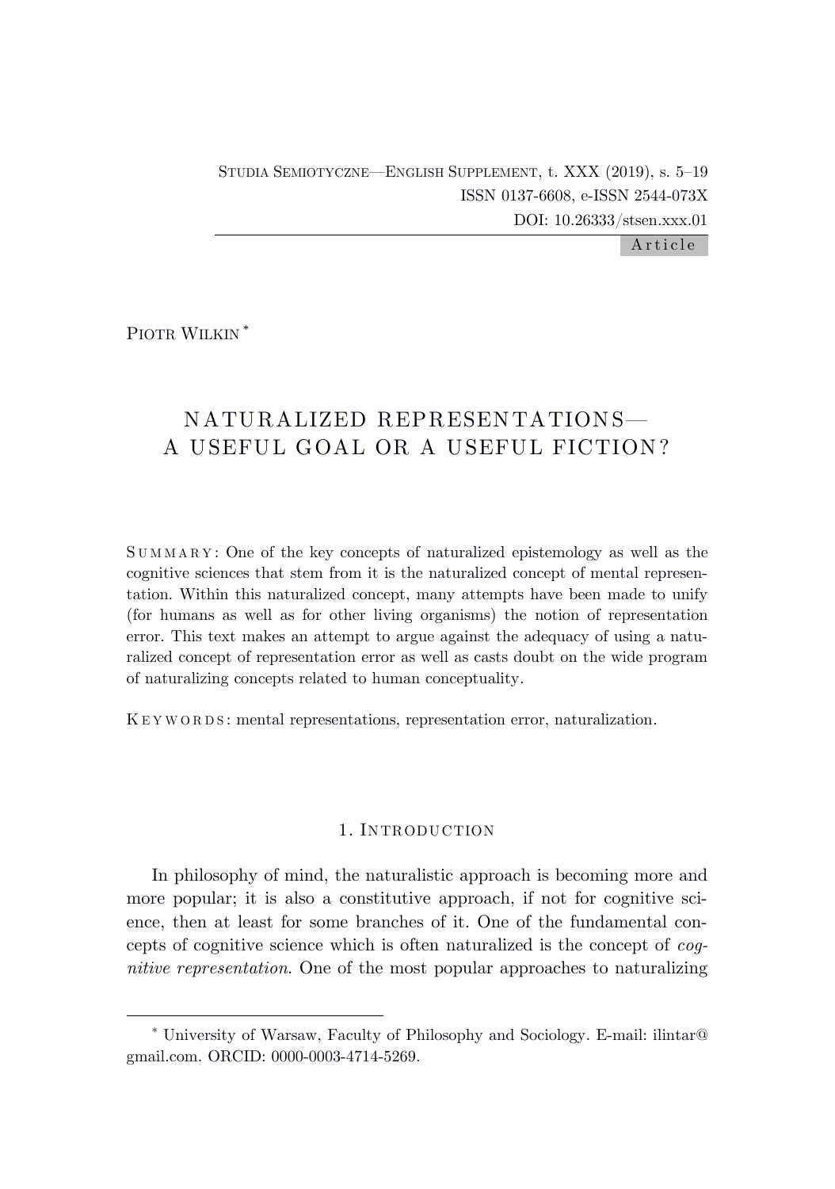Studia Semiotyczne—English Supplement, t. XXX (2019), s. 5–19
ISSN 0137-6608, e-ISSN 2544-073X
DOI: 10.26333/stsen.xxx.01

Article

Piotr Wilkin [*]

# NATURALIZED REPRESENTATIONS—A USEFUL GOAL OR A USEFUL FICTION?

Summary: One of the key concepts of naturalized epistemology as well as the cognitive sciences that stem from it is the naturalized concept of mental representation. Within this naturalized concept, many attempts have been made to unify (for humans as well as for other living organisms) the notion of representation error. This text makes an attempt to argue against the adequacy of using a naturalized concept of representation error as well as casts doubt on the wide program of naturalizing concepts related to human conceptuality.

Keywords: mental representations, representation error, naturalization.

## 1. Introduction

In philosophy of mind, the naturalistic approach is becoming more and more popular; it is also a constitutive approach, if not for cognitive science, then at least for some branches of it. One of the fundamental concepts of cognitive science which is often naturalized is the concept of *cognitive representation*. One of the most popular approaches to naturalizing

[*] University of Warsaw, Faculty of Philosophy and Sociology. E-mail: ilintar@gmail.com. ORCID: 0000-0003-4714-5269.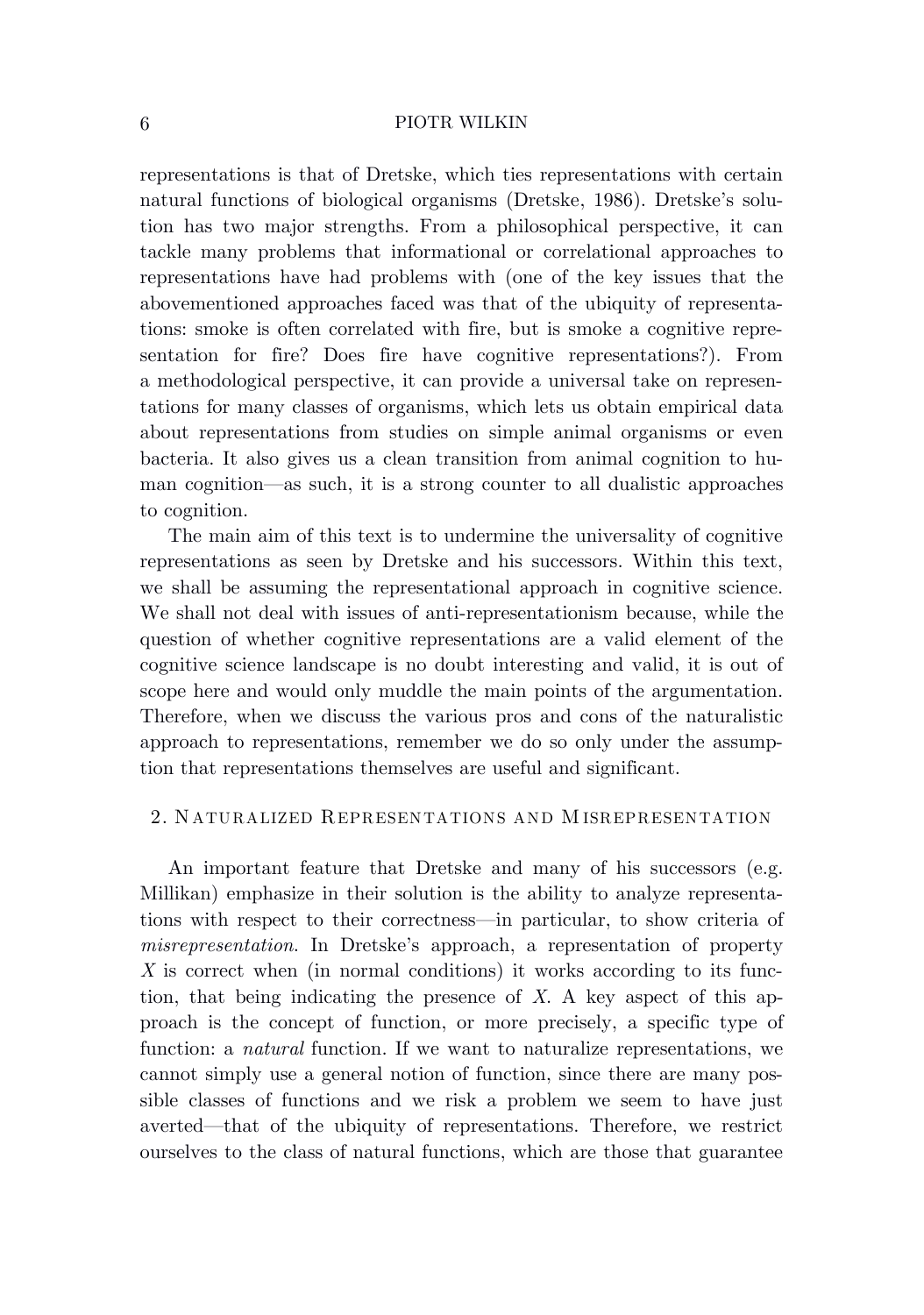representations is that of Dretske, which ties representations with certain natural functions of biological organisms (Dretske, 1986). Dretske's solution has two major strengths. From a philosophical perspective, it can tackle many problems that informational or correlational approaches to representations have had problems with (one of the key issues that the abovementioned approaches faced was that of the ubiquity of representations: smoke is often correlated with fire, but is smoke a cognitive representation for fire? Does fire have cognitive representations?). From a methodological perspective, it can provide a universal take on representations for many classes of organisms, which lets us obtain empirical data about representations from studies on simple animal organisms or even bacteria. It also gives us a clean transition from animal cognition to human cognition—as such, it is a strong counter to all dualistic approaches to cognition.

The main aim of this text is to undermine the universality of cognitive representations as seen by Dretske and his successors. Within this text, we shall be assuming the representational approach in cognitive science. We shall not deal with issues of anti-representationism because, while the question of whether cognitive representations are a valid element of the cognitive science landscape is no doubt interesting and valid, it is out of scope here and would only muddle the main points of the argumentation. Therefore, when we discuss the various pros and cons of the naturalistic approach to representations, remember we do so only under the assumption that representations themselves are useful and significant.

## 2. Naturalized Representations and Misrepresentation

An important feature that Dretske and many of his successors (e.g. Millikan) emphasize in their solution is the ability to analyze representations with respect to their correctness—in particular, to show criteria of *misrepresentation*. In Dretske's approach, a representation of property $X$ is correct when (in normal conditions) it works according to its function, that being indicating the presence of $X$. A key aspect of this approach is the concept of function, or more precisely, a specific type of function: a *natural* function. If we want to naturalize representations, we cannot simply use a general notion of function, since there are many possible classes of functions and we risk a problem we seem to have just averted—that of the ubiquity of representations. Therefore, we restrict ourselves to the class of natural functions, which are those that guarantee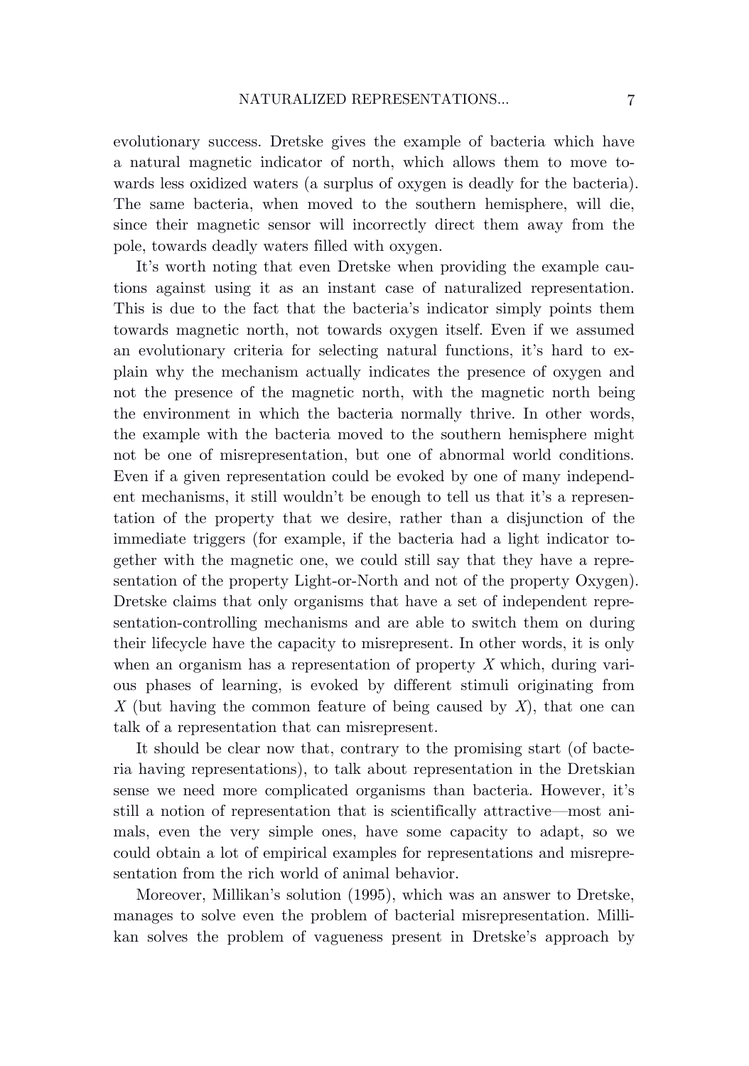evolutionary success. Dretske gives the example of bacteria which have a natural magnetic indicator of north, which allows them to move towards less oxidized waters (a surplus of oxygen is deadly for the bacteria). The same bacteria, when moved to the southern hemisphere, will die, since their magnetic sensor will incorrectly direct them away from the pole, towards deadly waters filled with oxygen.

It's worth noting that even Dretske when providing the example cautions against using it as an instant case of naturalized representation. This is due to the fact that the bacteria's indicator simply points them towards magnetic north, not towards oxygen itself. Even if we assumed an evolutionary criteria for selecting natural functions, it's hard to explain why the mechanism actually indicates the presence of oxygen and not the presence of the magnetic north, with the magnetic north being the environment in which the bacteria normally thrive. In other words, the example with the bacteria moved to the southern hemisphere might not be one of misrepresentation, but one of abnormal world conditions. Even if a given representation could be evoked by one of many independent mechanisms, it still wouldn't be enough to tell us that it's a representation of the property that we desire, rather than a disjunction of the immediate triggers (for example, if the bacteria had a light indicator together with the magnetic one, we could still say that they have a representation of the property Light-or-North and not of the property Oxygen). Dretske claims that only organisms that have a set of independent representation-controlling mechanisms and are able to switch them on during their lifecycle have the capacity to misrepresent. In other words, it is only when an organism has a representation of property $X$ which, during various phases of learning, is evoked by different stimuli originating from $X$ (but having the common feature of being caused by $X$), that one can talk of a representation that can misrepresent.

It should be clear now that, contrary to the promising start (of bacteria having representations), to talk about representation in the Dretskian sense we need more complicated organisms than bacteria. However, it's still a notion of representation that is scientifically attractive—most animals, even the very simple ones, have some capacity to adapt, so we could obtain a lot of empirical examples for representations and misrepresentation from the rich world of animal behavior.

Moreover, Millikan's solution (1995), which was an answer to Dretske, manages to solve even the problem of bacterial misrepresentation. Millikan solves the problem of vagueness present in Dretske's approach by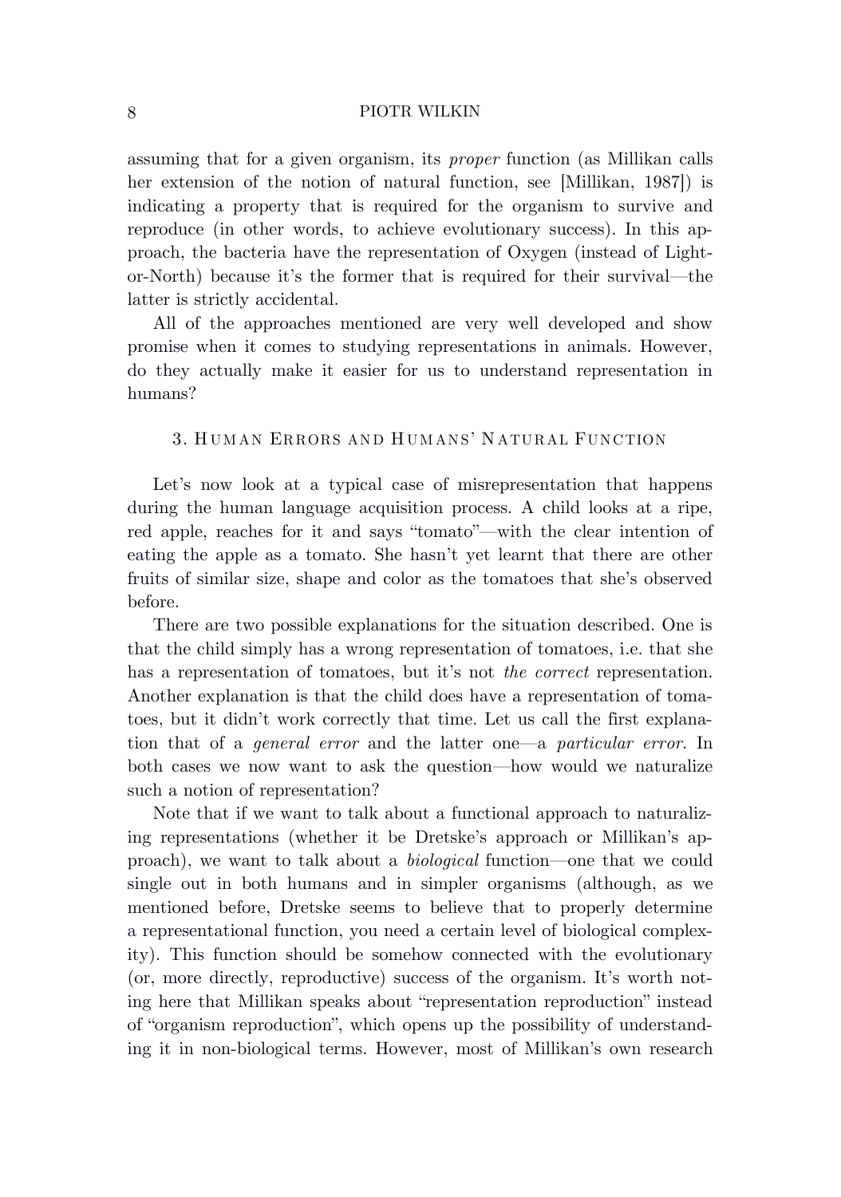assuming that for a given organism, its *proper* function (as Millikan calls her extension of the notion of natural function, see [Millikan, 1987]) is indicating a property that is required for the organism to survive and reproduce (in other words, to achieve evolutionary success). In this approach, the bacteria have the representation of Oxygen (instead of Light-or-North) because it's the former that is required for their survival—the latter is strictly accidental.

All of the approaches mentioned are very well developed and show promise when it comes to studying representations in animals. However, do they actually make it easier for us to understand representation in humans?

## 3. Human Errors and Humans' Natural Function

Let's now look at a typical case of misrepresentation that happens during the human language acquisition process. A child looks at a ripe, red apple, reaches for it and says "tomato"—with the clear intention of eating the apple as a tomato. She hasn't yet learnt that there are other fruits of similar size, shape and color as the tomatoes that she's observed before.

There are two possible explanations for the situation described. One is that the child simply has a wrong representation of tomatoes, i.e. that she has a representation of tomatoes, but it's not *the correct* representation. Another explanation is that the child does have a representation of tomatoes, but it didn't work correctly that time. Let us call the first explanation that of a *general error* and the latter one—a *particular error*. In both cases we now want to ask the question—how would we naturalize such a notion of representation?

Note that if we want to talk about a functional approach to naturalizing representations (whether it be Dretske's approach or Millikan's approach), we want to talk about a *biological* function—one that we could single out in both humans and in simpler organisms (although, as we mentioned before, Dretske seems to believe that to properly determine a representational function, you need a certain level of biological complexity). This function should be somehow connected with the evolutionary (or, more directly, reproductive) success of the organism. It's worth noting here that Millikan speaks about "representation reproduction" instead of "organism reproduction", which opens up the possibility of understanding it in non-biological terms. However, most of Millikan's own research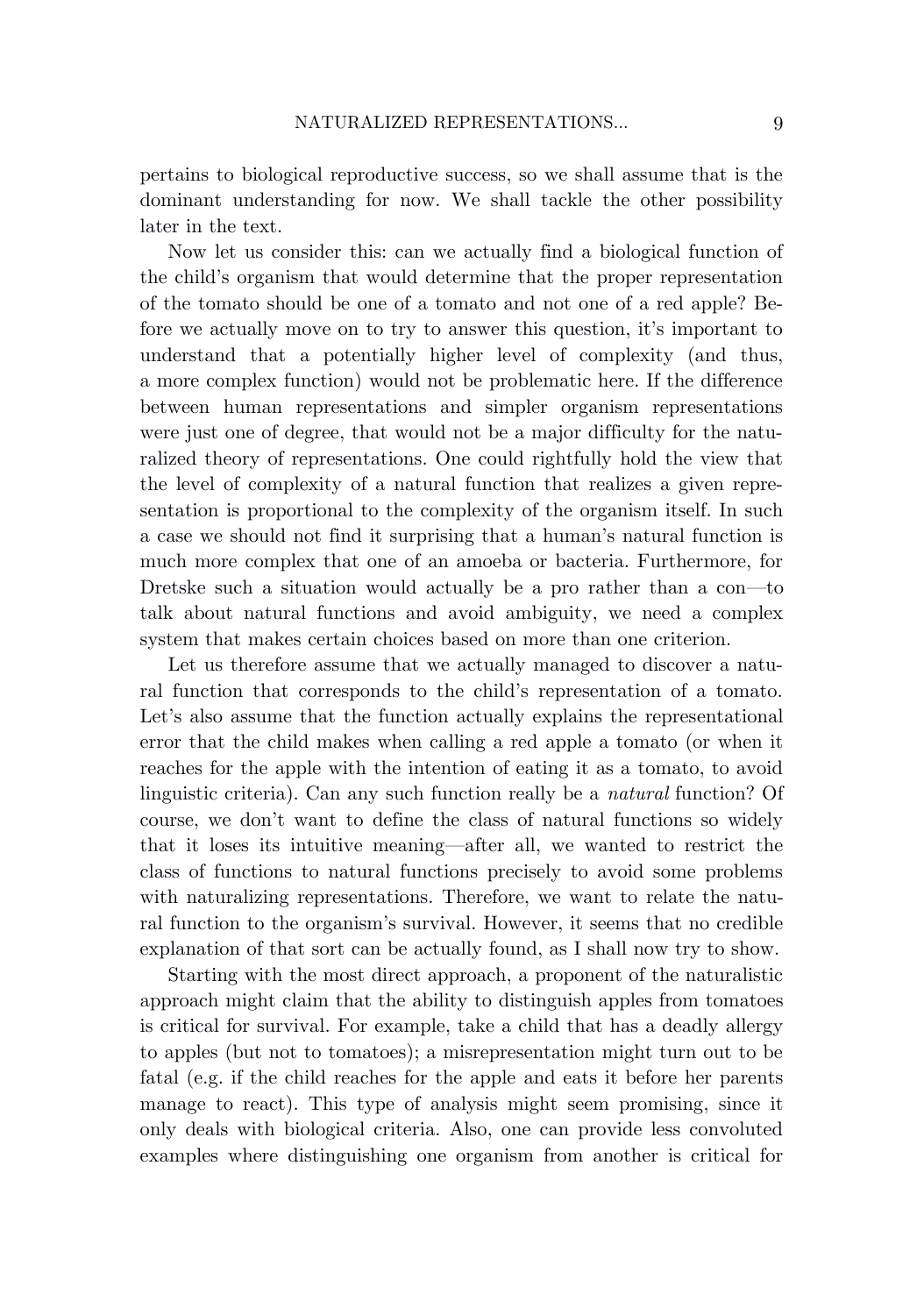pertains to biological reproductive success, so we shall assume that is the dominant understanding for now. We shall tackle the other possibility later in the text.

Now let us consider this: can we actually find a biological function of the child's organism that would determine that the proper representation of the tomato should be one of a tomato and not one of a red apple? Before we actually move on to try to answer this question, it's important to understand that a potentially higher level of complexity (and thus, a more complex function) would not be problematic here. If the difference between human representations and simpler organism representations were just one of degree, that would not be a major difficulty for the naturalized theory of representations. One could rightfully hold the view that the level of complexity of a natural function that realizes a given representation is proportional to the complexity of the organism itself. In such a case we should not find it surprising that a human's natural function is much more complex that one of an amoeba or bacteria. Furthermore, for Dretske such a situation would actually be a pro rather than a con—to talk about natural functions and avoid ambiguity, we need a complex system that makes certain choices based on more than one criterion.

Let us therefore assume that we actually managed to discover a natural function that corresponds to the child's representation of a tomato. Let's also assume that the function actually explains the representational error that the child makes when calling a red apple a tomato (or when it reaches for the apple with the intention of eating it as a tomato, to avoid linguistic criteria). Can any such function really be a *natural* function? Of course, we don't want to define the class of natural functions so widely that it loses its intuitive meaning—after all, we wanted to restrict the class of functions to natural functions precisely to avoid some problems with naturalizing representations. Therefore, we want to relate the natural function to the organism's survival. However, it seems that no credible explanation of that sort can be actually found, as I shall now try to show.

Starting with the most direct approach, a proponent of the naturalistic approach might claim that the ability to distinguish apples from tomatoes is critical for survival. For example, take a child that has a deadly allergy to apples (but not to tomatoes); a misrepresentation might turn out to be fatal (e.g. if the child reaches for the apple and eats it before her parents manage to react). This type of analysis might seem promising, since it only deals with biological criteria. Also, one can provide less convoluted examples where distinguishing one organism from another is critical for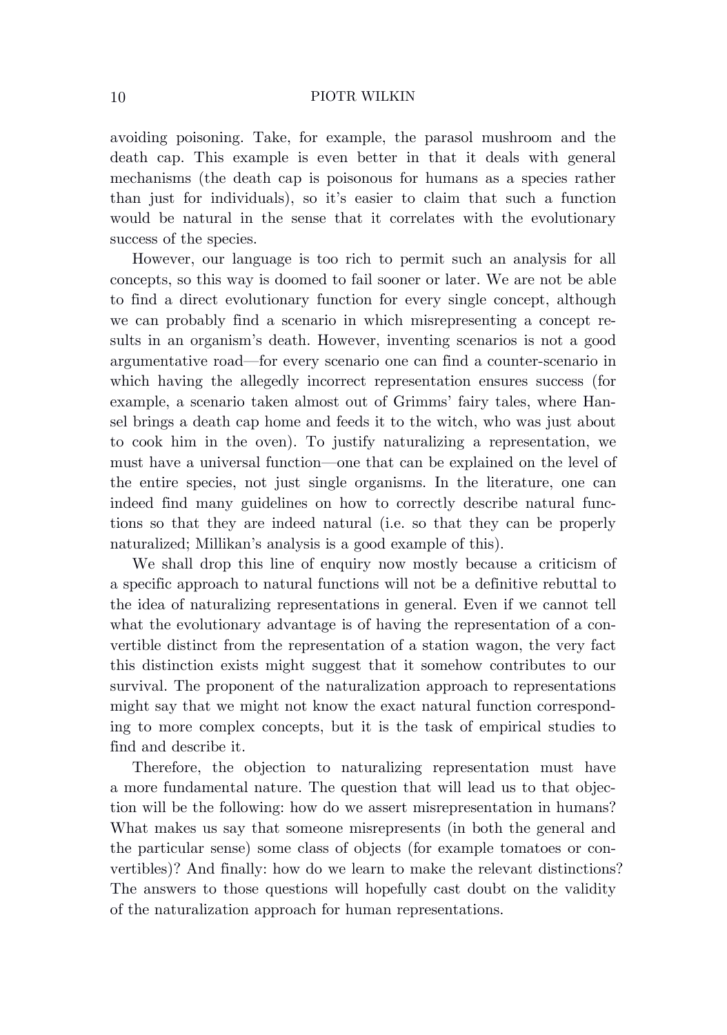avoiding poisoning. Take, for example, the parasol mushroom and the death cap. This example is even better in that it deals with general mechanisms (the death cap is poisonous for humans as a species rather than just for individuals), so it's easier to claim that such a function would be natural in the sense that it correlates with the evolutionary success of the species.

However, our language is too rich to permit such an analysis for all concepts, so this way is doomed to fail sooner or later. We are not be able to find a direct evolutionary function for every single concept, although we can probably find a scenario in which misrepresenting a concept results in an organism's death. However, inventing scenarios is not a good argumentative road—for every scenario one can find a counter-scenario in which having the allegedly incorrect representation ensures success (for example, a scenario taken almost out of Grimms' fairy tales, where Hansel brings a death cap home and feeds it to the witch, who was just about to cook him in the oven). To justify naturalizing a representation, we must have a universal function—one that can be explained on the level of the entire species, not just single organisms. In the literature, one can indeed find many guidelines on how to correctly describe natural functions so that they are indeed natural (i.e. so that they can be properly naturalized; Millikan's analysis is a good example of this).

We shall drop this line of enquiry now mostly because a criticism of a specific approach to natural functions will not be a definitive rebuttal to the idea of naturalizing representations in general. Even if we cannot tell what the evolutionary advantage is of having the representation of a convertible distinct from the representation of a station wagon, the very fact this distinction exists might suggest that it somehow contributes to our survival. The proponent of the naturalization approach to representations might say that we might not know the exact natural function corresponding to more complex concepts, but it is the task of empirical studies to find and describe it.

Therefore, the objection to naturalizing representation must have a more fundamental nature. The question that will lead us to that objection will be the following: how do we assert misrepresentation in humans? What makes us say that someone misrepresents (in both the general and the particular sense) some class of objects (for example tomatoes or convertibles)? And finally: how do we learn to make the relevant distinctions? The answers to those questions will hopefully cast doubt on the validity of the naturalization approach for human representations.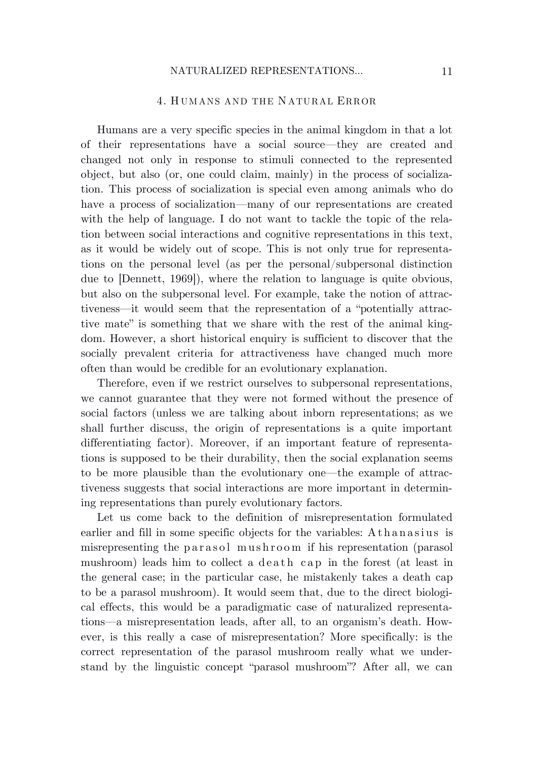## 4. Humans and the Natural Error

Humans are a very specific species in the animal kingdom in that a lot of their representations have a social source—they are created and changed not only in response to stimuli connected to the represented object, but also (or, one could claim, mainly) in the process of socialization. This process of socialization is special even among animals who do have a process of socialization—many of our representations are created with the help of language. I do not want to tackle the topic of the relation between social interactions and cognitive representations in this text, as it would be widely out of scope. This is not only true for representations on the personal level (as per the personal/subpersonal distinction due to [Dennett, 1969]), where the relation to language is quite obvious, but also on the subpersonal level. For example, take the notion of attractiveness—it would seem that the representation of a "potentially attractive mate" is something that we share with the rest of the animal kingdom. However, a short historical enquiry is sufficient to discover that the socially prevalent criteria for attractiveness have changed much more often than would be credible for an evolutionary explanation.

Therefore, even if we restrict ourselves to subpersonal representations, we cannot guarantee that they were not formed without the presence of social factors (unless we are talking about inborn representations; as we shall further discuss, the origin of representations is a quite important differentiating factor). Moreover, if an important feature of representations is supposed to be their durability, then the social explanation seems to be more plausible than the evolutionary one—the example of attractiveness suggests that social interactions are more important in determining representations than purely evolutionary factors.

Let us come back to the definition of misrepresentation formulated earlier and fill in some specific objects for the variables: Athanasius is misrepresenting the parasol mushroom if his representation (parasol mushroom) leads him to collect a death cap in the forest (at least in the general case; in the particular case, he mistakenly takes a death cap to be a parasol mushroom). It would seem that, due to the direct biological effects, this would be a paradigmatic case of naturalized representations—a misrepresentation leads, after all, to an organism's death. However, is this really a case of misrepresentation? More specifically: is the correct representation of the parasol mushroom really what we understand by the linguistic concept "parasol mushroom"? After all, we can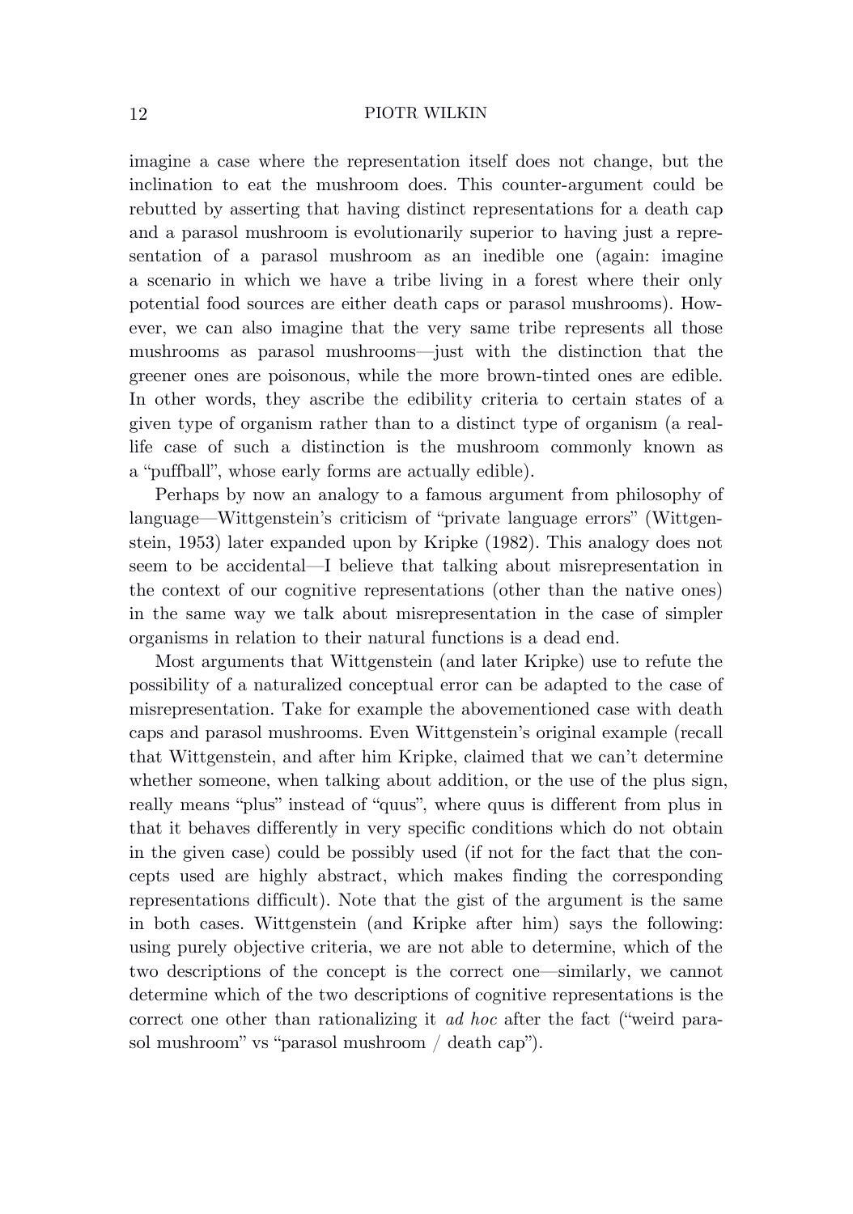imagine a case where the representation itself does not change, but the inclination to eat the mushroom does. This counter-argument could be rebutted by asserting that having distinct representations for a death cap and a parasol mushroom is evolutionarily superior to having just a representation of a parasol mushroom as an inedible one (again: imagine a scenario in which we have a tribe living in a forest where their only potential food sources are either death caps or parasol mushrooms). However, we can also imagine that the very same tribe represents all those mushrooms as parasol mushrooms—just with the distinction that the greener ones are poisonous, while the more brown-tinted ones are edible. In other words, they ascribe the edibility criteria to certain states of a given type of organism rather than to a distinct type of organism (a real-life case of such a distinction is the mushroom commonly known as a "puffball", whose early forms are actually edible).

Perhaps by now an analogy to a famous argument from philosophy of language—Wittgenstein's criticism of "private language errors" (Wittgenstein, 1953) later expanded upon by Kripke (1982). This analogy does not seem to be accidental—I believe that talking about misrepresentation in the context of our cognitive representations (other than the native ones) in the same way we talk about misrepresentation in the case of simpler organisms in relation to their natural functions is a dead end.

Most arguments that Wittgenstein (and later Kripke) use to refute the possibility of a naturalized conceptual error can be adapted to the case of misrepresentation. Take for example the abovementioned case with death caps and parasol mushrooms. Even Wittgenstein's original example (recall that Wittgenstein, and after him Kripke, claimed that we can't determine whether someone, when talking about addition, or the use of the plus sign, really means "plus" instead of "quus", where quus is different from plus in that it behaves differently in very specific conditions which do not obtain in the given case) could be possibly used (if not for the fact that the concepts used are highly abstract, which makes finding the corresponding representations difficult). Note that the gist of the argument is the same in both cases. Wittgenstein (and Kripke after him) says the following: using purely objective criteria, we are not able to determine, which of the two descriptions of the concept is the correct one—similarly, we cannot determine which of the two descriptions of cognitive representations is the correct one other than rationalizing it *ad hoc* after the fact ("weird parasol mushroom" vs "parasol mushroom / death cap").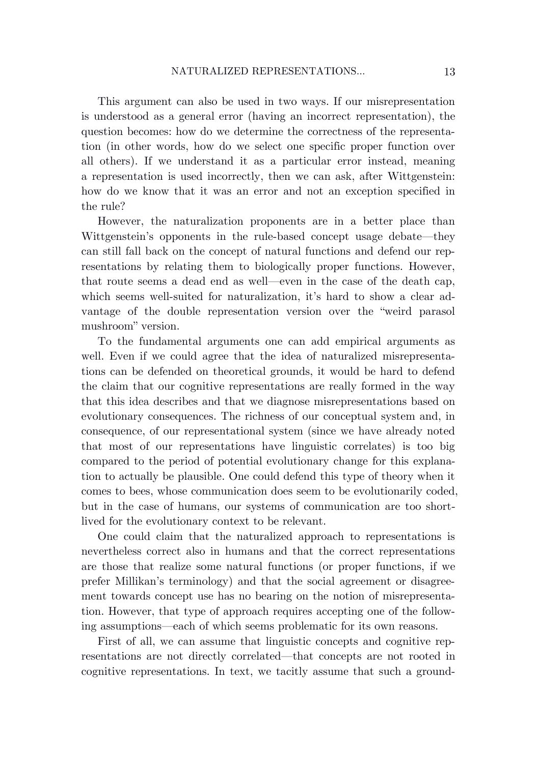This argument can also be used in two ways. If our misrepresentation is understood as a general error (having an incorrect representation), the question becomes: how do we determine the correctness of the representation (in other words, how do we select one specific proper function over all others). If we understand it as a particular error instead, meaning a representation is used incorrectly, then we can ask, after Wittgenstein: how do we know that it was an error and not an exception specified in the rule?

However, the naturalization proponents are in a better place than Wittgenstein's opponents in the rule-based concept usage debate—they can still fall back on the concept of natural functions and defend our representations by relating them to biologically proper functions. However, that route seems a dead end as well—even in the case of the death cap, which seems well-suited for naturalization, it's hard to show a clear advantage of the double representation version over the "weird parasol mushroom" version.

To the fundamental arguments one can add empirical arguments as well. Even if we could agree that the idea of naturalized misrepresentations can be defended on theoretical grounds, it would be hard to defend the claim that our cognitive representations are really formed in the way that this idea describes and that we diagnose misrepresentations based on evolutionary consequences. The richness of our conceptual system and, in consequence, of our representational system (since we have already noted that most of our representations have linguistic correlates) is too big compared to the period of potential evolutionary change for this explanation to actually be plausible. One could defend this type of theory when it comes to bees, whose communication does seem to be evolutionarily coded, but in the case of humans, our systems of communication are too short-lived for the evolutionary context to be relevant.

One could claim that the naturalized approach to representations is nevertheless correct also in humans and that the correct representations are those that realize some natural functions (or proper functions, if we prefer Millikan's terminology) and that the social agreement or disagreement towards concept use has no bearing on the notion of misrepresentation. However, that type of approach requires accepting one of the following assumptions—each of which seems problematic for its own reasons.

First of all, we can assume that linguistic concepts and cognitive representations are not directly correlated—that concepts are not rooted in cognitive representations. In text, we tacitly assume that such a ground-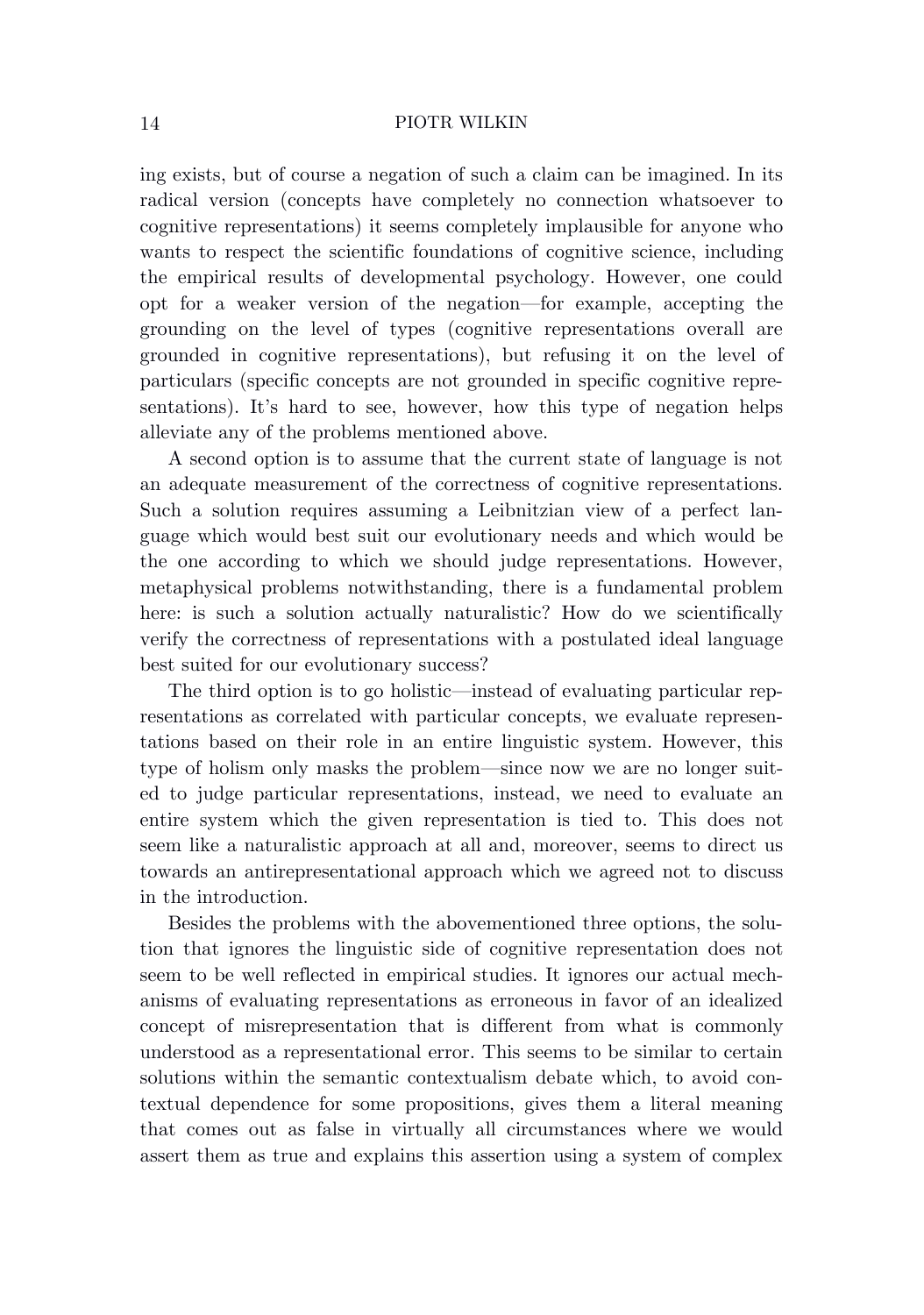ing exists, but of course a negation of such a claim can be imagined. In its radical version (concepts have completely no connection whatsoever to cognitive representations) it seems completely implausible for anyone who wants to respect the scientific foundations of cognitive science, including the empirical results of developmental psychology. However, one could opt for a weaker version of the negation—for example, accepting the grounding on the level of types (cognitive representations overall are grounded in cognitive representations), but refusing it on the level of particulars (specific concepts are not grounded in specific cognitive representations). It's hard to see, however, how this type of negation helps alleviate any of the problems mentioned above.

A second option is to assume that the current state of language is not an adequate measurement of the correctness of cognitive representations. Such a solution requires assuming a Leibnitzian view of a perfect language which would best suit our evolutionary needs and which would be the one according to which we should judge representations. However, metaphysical problems notwithstanding, there is a fundamental problem here: is such a solution actually naturalistic? How do we scientifically verify the correctness of representations with a postulated ideal language best suited for our evolutionary success?

The third option is to go holistic—instead of evaluating particular representations as correlated with particular concepts, we evaluate representations based on their role in an entire linguistic system. However, this type of holism only masks the problem—since now we are no longer suited to judge particular representations, instead, we need to evaluate an entire system which the given representation is tied to. This does not seem like a naturalistic approach at all and, moreover, seems to direct us towards an antirepresentational approach which we agreed not to discuss in the introduction.

Besides the problems with the abovementioned three options, the solution that ignores the linguistic side of cognitive representation does not seem to be well reflected in empirical studies. It ignores our actual mechanisms of evaluating representations as erroneous in favor of an idealized concept of misrepresentation that is different from what is commonly understood as a representational error. This seems to be similar to certain solutions within the semantic contextualism debate which, to avoid contextual dependence for some propositions, gives them a literal meaning that comes out as false in virtually all circumstances where we would assert them as true and explains this assertion using a system of complex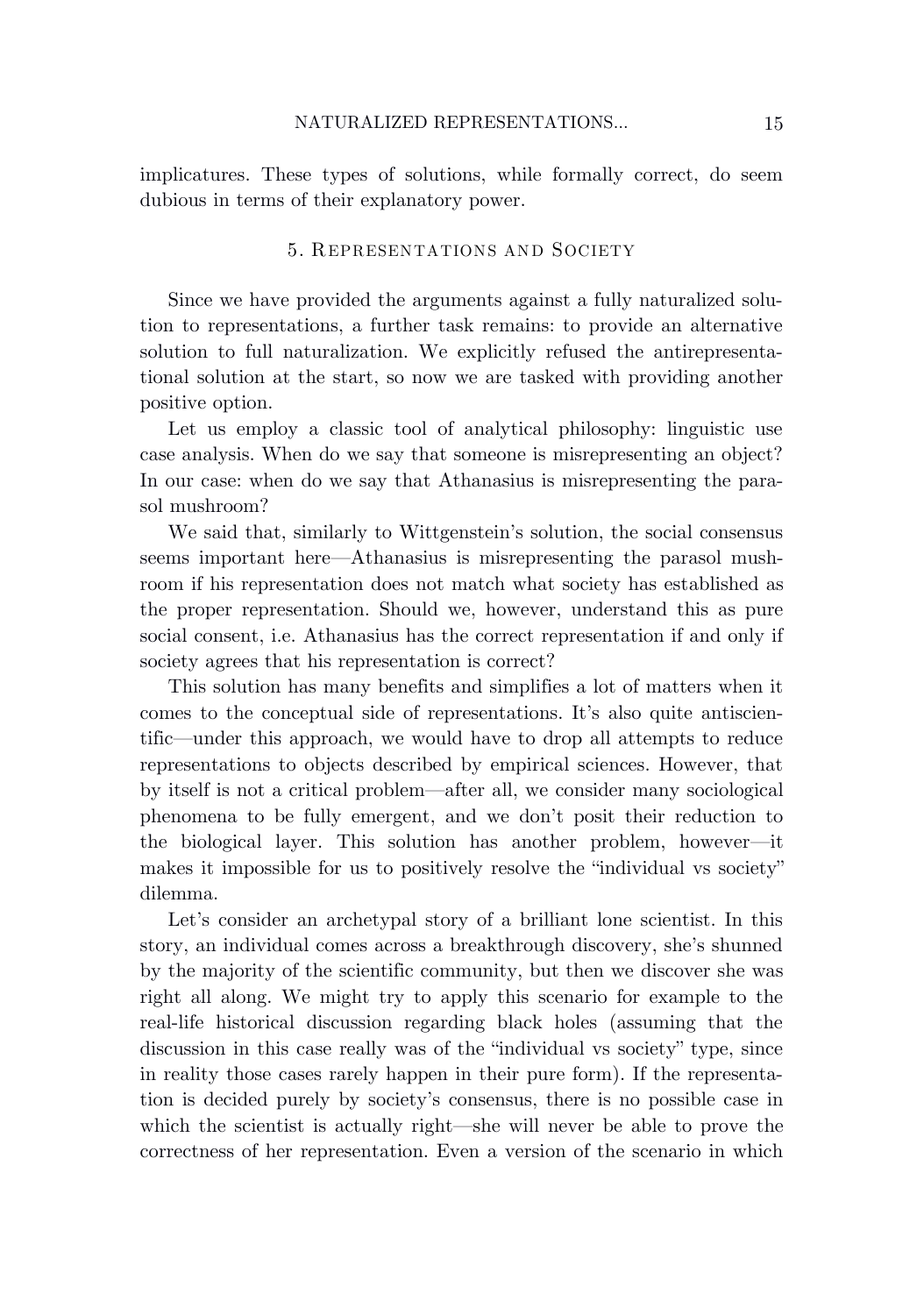implicatures. These types of solutions, while formally correct, do seem dubious in terms of their explanatory power.

## 5. Representations and Society

Since we have provided the arguments against a fully naturalized solution to representations, a further task remains: to provide an alternative solution to full naturalization. We explicitly refused the antirepresentational solution at the start, so now we are tasked with providing another positive option.

Let us employ a classic tool of analytical philosophy: linguistic use case analysis. When do we say that someone is misrepresenting an object? In our case: when do we say that Athanasius is misrepresenting the parasol mushroom?

We said that, similarly to Wittgenstein's solution, the social consensus seems important here—Athanasius is misrepresenting the parasol mushroom if his representation does not match what society has established as the proper representation. Should we, however, understand this as pure social consent, i.e. Athanasius has the correct representation if and only if society agrees that his representation is correct?

This solution has many benefits and simplifies a lot of matters when it comes to the conceptual side of representations. It's also quite antiscientific—under this approach, we would have to drop all attempts to reduce representations to objects described by empirical sciences. However, that by itself is not a critical problem—after all, we consider many sociological phenomena to be fully emergent, and we don't posit their reduction to the biological layer. This solution has another problem, however—it makes it impossible for us to positively resolve the "individual vs society" dilemma.

Let's consider an archetypal story of a brilliant lone scientist. In this story, an individual comes across a breakthrough discovery, she's shunned by the majority of the scientific community, but then we discover she was right all along. We might try to apply this scenario for example to the real-life historical discussion regarding black holes (assuming that the discussion in this case really was of the "individual vs society" type, since in reality those cases rarely happen in their pure form). If the representation is decided purely by society's consensus, there is no possible case in which the scientist is actually right—she will never be able to prove the correctness of her representation. Even a version of the scenario in which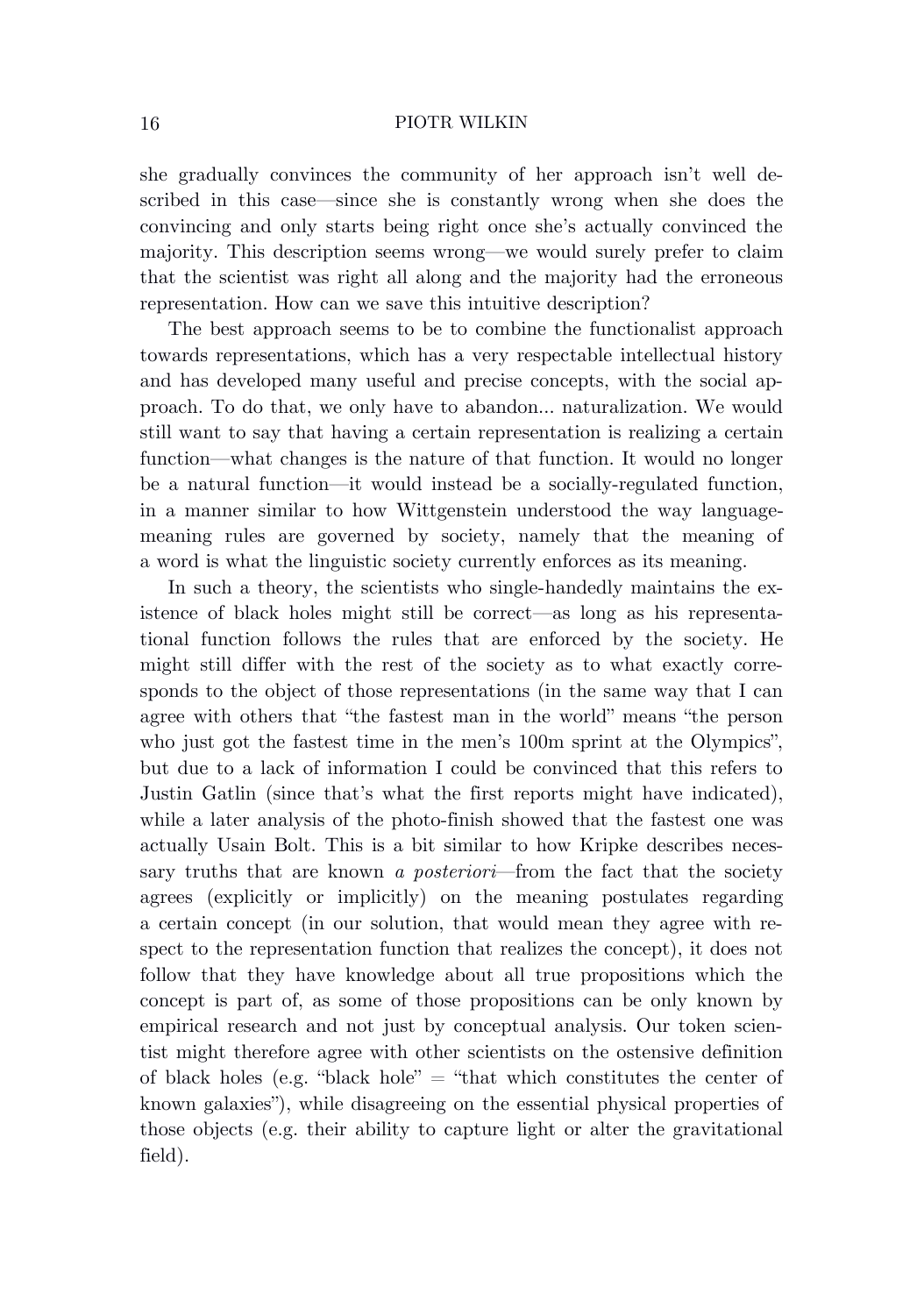she gradually convinces the community of her approach isn't well described in this case—since she is constantly wrong when she does the convincing and only starts being right once she's actually convinced the majority. This description seems wrong—we would surely prefer to claim that the scientist was right all along and the majority had the erroneous representation. How can we save this intuitive description?

The best approach seems to be to combine the functionalist approach towards representations, which has a very respectable intellectual history and has developed many useful and precise concepts, with the social approach. To do that, we only have to abandon... naturalization. We would still want to say that having a certain representation is realizing a certain function—what changes is the nature of that function. It would no longer be a natural function—it would instead be a socially-regulated function, in a manner similar to how Wittgenstein understood the way language-meaning rules are governed by society, namely that the meaning of a word is what the linguistic society currently enforces as its meaning.

In such a theory, the scientists who single-handedly maintains the existence of black holes might still be correct—as long as his representational function follows the rules that are enforced by the society. He might still differ with the rest of the society as to what exactly corresponds to the object of those representations (in the same way that I can agree with others that "the fastest man in the world" means "the person who just got the fastest time in the men's 100m sprint at the Olympics", but due to a lack of information I could be convinced that this refers to Justin Gatlin (since that's what the first reports might have indicated), while a later analysis of the photo-finish showed that the fastest one was actually Usain Bolt. This is a bit similar to how Kripke describes necessary truths that are known *a posteriori*—from the fact that the society agrees (explicitly or implicitly) on the meaning postulates regarding a certain concept (in our solution, that would mean they agree with respect to the representation function that realizes the concept), it does not follow that they have knowledge about all true propositions which the concept is part of, as some of those propositions can be only known by empirical research and not just by conceptual analysis. Our token scientist might therefore agree with other scientists on the ostensive definition of black holes (e.g. "black hole" = "that which constitutes the center of known galaxies"), while disagreeing on the essential physical properties of those objects (e.g. their ability to capture light or alter the gravitational field).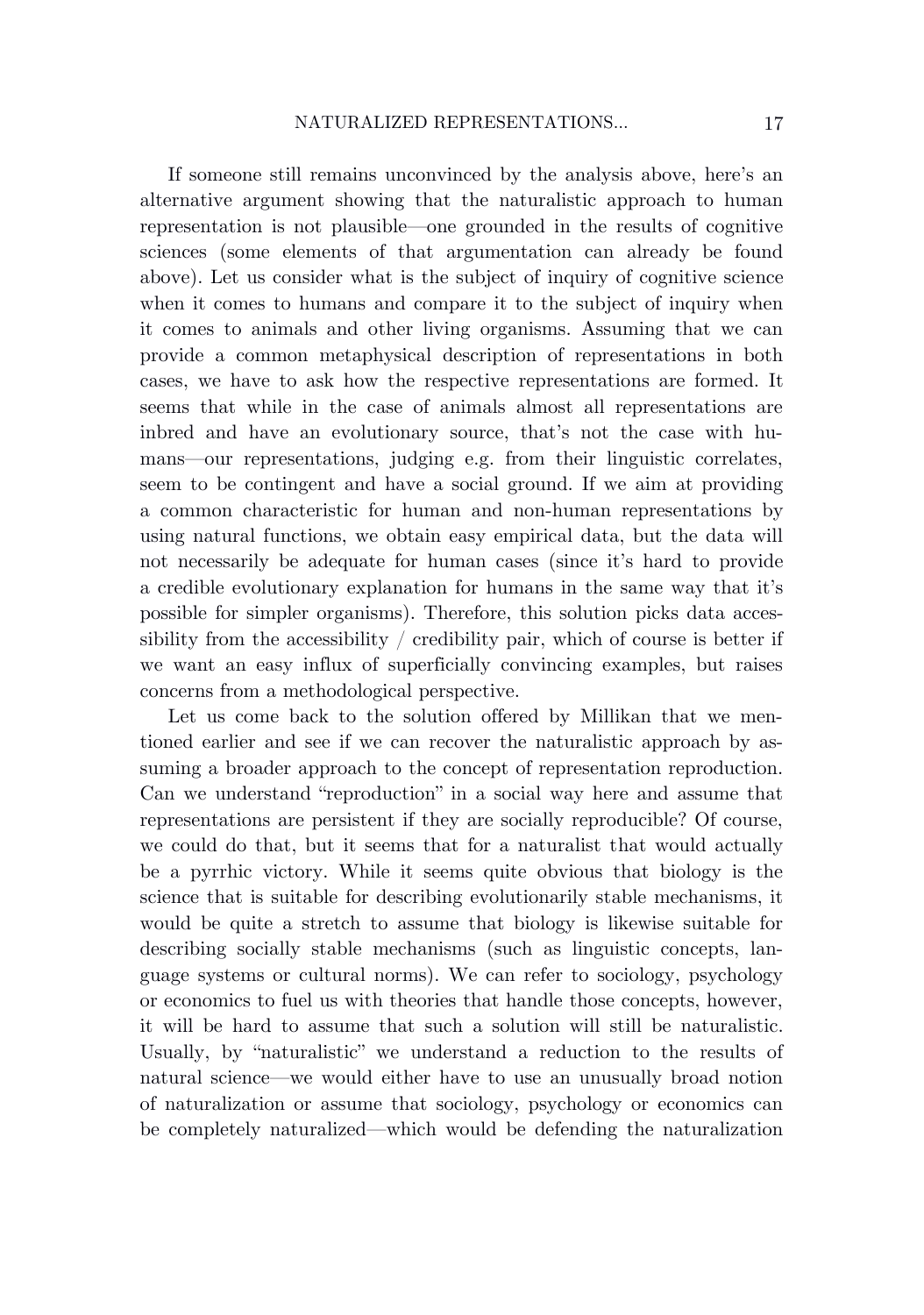If someone still remains unconvinced by the analysis above, here's an alternative argument showing that the naturalistic approach to human representation is not plausible—one grounded in the results of cognitive sciences (some elements of that argumentation can already be found above). Let us consider what is the subject of inquiry of cognitive science when it comes to humans and compare it to the subject of inquiry when it comes to animals and other living organisms. Assuming that we can provide a common metaphysical description of representations in both cases, we have to ask how the respective representations are formed. It seems that while in the case of animals almost all representations are inbred and have an evolutionary source, that's not the case with humans—our representations, judging e.g. from their linguistic correlates, seem to be contingent and have a social ground. If we aim at providing a common characteristic for human and non-human representations by using natural functions, we obtain easy empirical data, but the data will not necessarily be adequate for human cases (since it's hard to provide a credible evolutionary explanation for humans in the same way that it's possible for simpler organisms). Therefore, this solution picks data accessibility from the accessibility / credibility pair, which of course is better if we want an easy influx of superficially convincing examples, but raises concerns from a methodological perspective.

Let us come back to the solution offered by Millikan that we mentioned earlier and see if we can recover the naturalistic approach by assuming a broader approach to the concept of representation reproduction. Can we understand "reproduction" in a social way here and assume that representations are persistent if they are socially reproducible? Of course, we could do that, but it seems that for a naturalist that would actually be a pyrrhic victory. While it seems quite obvious that biology is the science that is suitable for describing evolutionarily stable mechanisms, it would be quite a stretch to assume that biology is likewise suitable for describing socially stable mechanisms (such as linguistic concepts, language systems or cultural norms). We can refer to sociology, psychology or economics to fuel us with theories that handle those concepts, however, it will be hard to assume that such a solution will still be naturalistic. Usually, by "naturalistic" we understand a reduction to the results of natural science—we would either have to use an unusually broad notion of naturalization or assume that sociology, psychology or economics can be completely naturalized—which would be defending the naturalization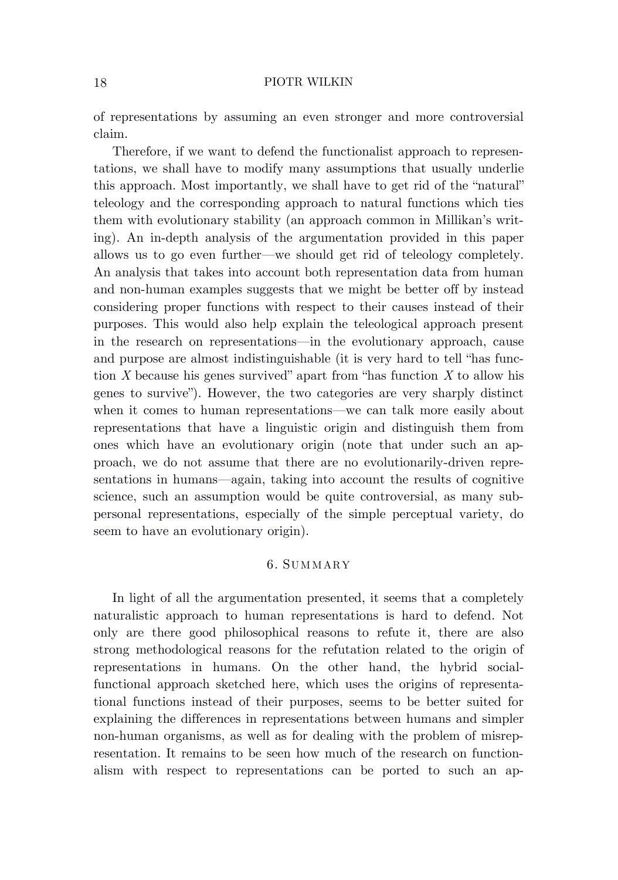of representations by assuming an even stronger and more controversial claim.

Therefore, if we want to defend the functionalist approach to representations, we shall have to modify many assumptions that usually underlie this approach. Most importantly, we shall have to get rid of the "natural" teleology and the corresponding approach to natural functions which ties them with evolutionary stability (an approach common in Millikan's writing). An in-depth analysis of the argumentation provided in this paper allows us to go even further—we should get rid of teleology completely. An analysis that takes into account both representation data from human and non-human examples suggests that we might be better off by instead considering proper functions with respect to their causes instead of their purposes. This would also help explain the teleological approach present in the research on representations—in the evolutionary approach, cause and purpose are almost indistinguishable (it is very hard to tell "has function $X$ because his genes survived" apart from "has function $X$ to allow his genes to survive"). However, the two categories are very sharply distinct when it comes to human representations—we can talk more easily about representations that have a linguistic origin and distinguish them from ones which have an evolutionary origin (note that under such an approach, we do not assume that there are no evolutionarily-driven representations in humans—again, taking into account the results of cognitive science, such an assumption would be quite controversial, as many subpersonal representations, especially of the simple perceptual variety, do seem to have an evolutionary origin).

## 6. Summary

In light of all the argumentation presented, it seems that a completely naturalistic approach to human representations is hard to defend. Not only are there good philosophical reasons to refute it, there are also strong methodological reasons for the refutation related to the origin of representations in humans. On the other hand, the hybrid social-functional approach sketched here, which uses the origins of representational functions instead of their purposes, seems to be better suited for explaining the differences in representations between humans and simpler non-human organisms, as well as for dealing with the problem of misrepresentation. It remains to be seen how much of the research on functionalism with respect to representations can be ported to such an ap-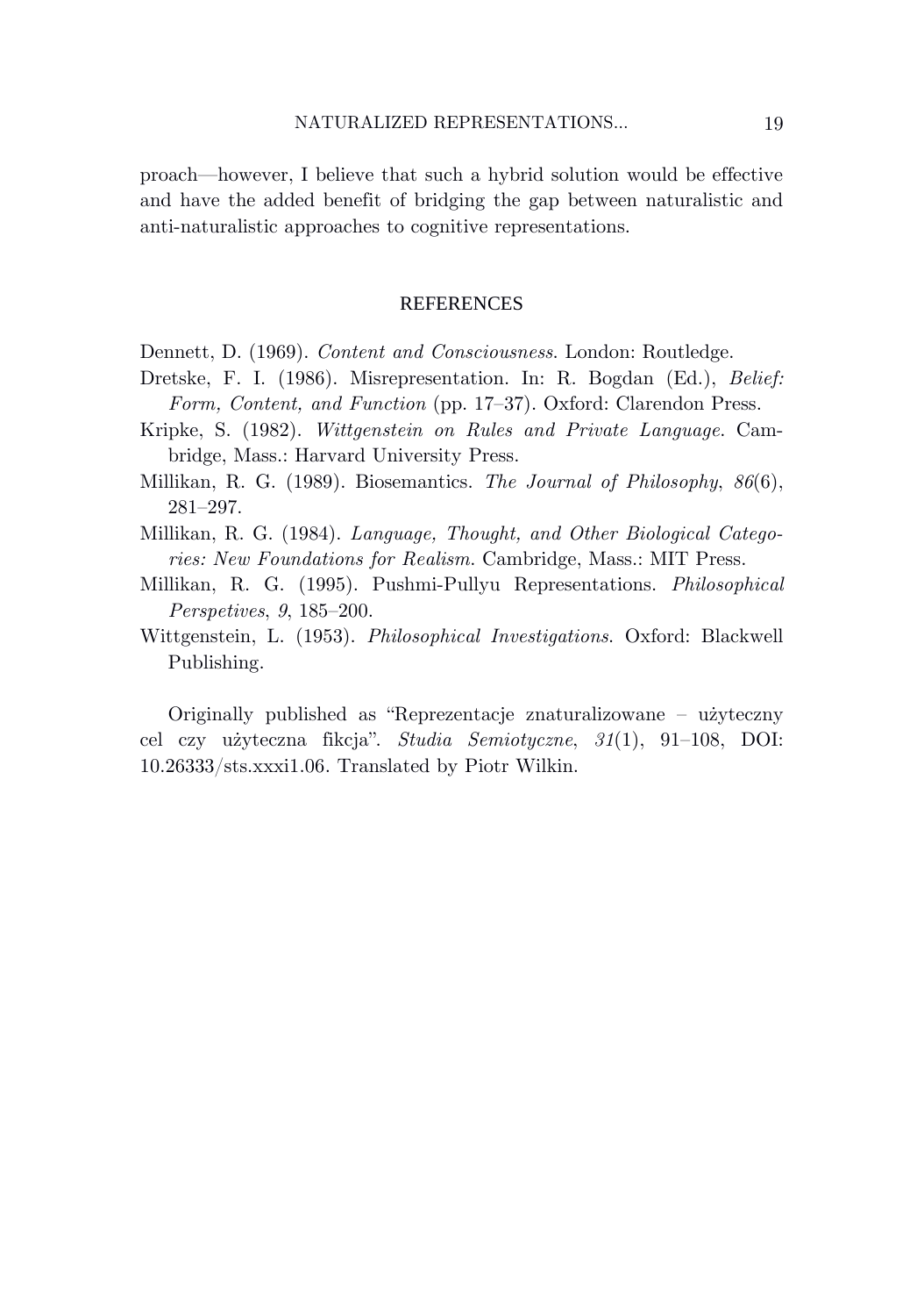proach—however, I believe that such a hybrid solution would be effective and have the added benefit of bridging the gap between naturalistic and anti-naturalistic approaches to cognitive representations.

## REFERENCES

Dennett, D. (1969). *Content and Consciousness*. London: Routledge.

Dretske, F. I. (1986). Misrepresentation. In: R. Bogdan (Ed.), *Belief: Form, Content, and Function* (pp. 17–37). Oxford: Clarendon Press.

Kripke, S. (1982). *Wittgenstein on Rules and Private Language*. Cambridge, Mass.: Harvard University Press.

Millikan, R. G. (1989). Biosemantics. *The Journal of Philosophy*, *86*(6), 281–297.

Millikan, R. G. (1984). *Language, Thought, and Other Biological Categories: New Foundations for Realism*. Cambridge, Mass.: MIT Press.

Millikan, R. G. (1995). Pushmi-Pullyu Representations. *Philosophical Perspetives*, *9*, 185–200.

Wittgenstein, L. (1953). *Philosophical Investigations*. Oxford: Blackwell Publishing.

Originally published as "Reprezentacje znaturalizowane – użyteczny cel czy użyteczna fikcja". *Studia Semiotyczne*, *31*(1), 91–108, DOI: 10.26333/sts.xxxi1.06. Translated by Piotr Wilkin.